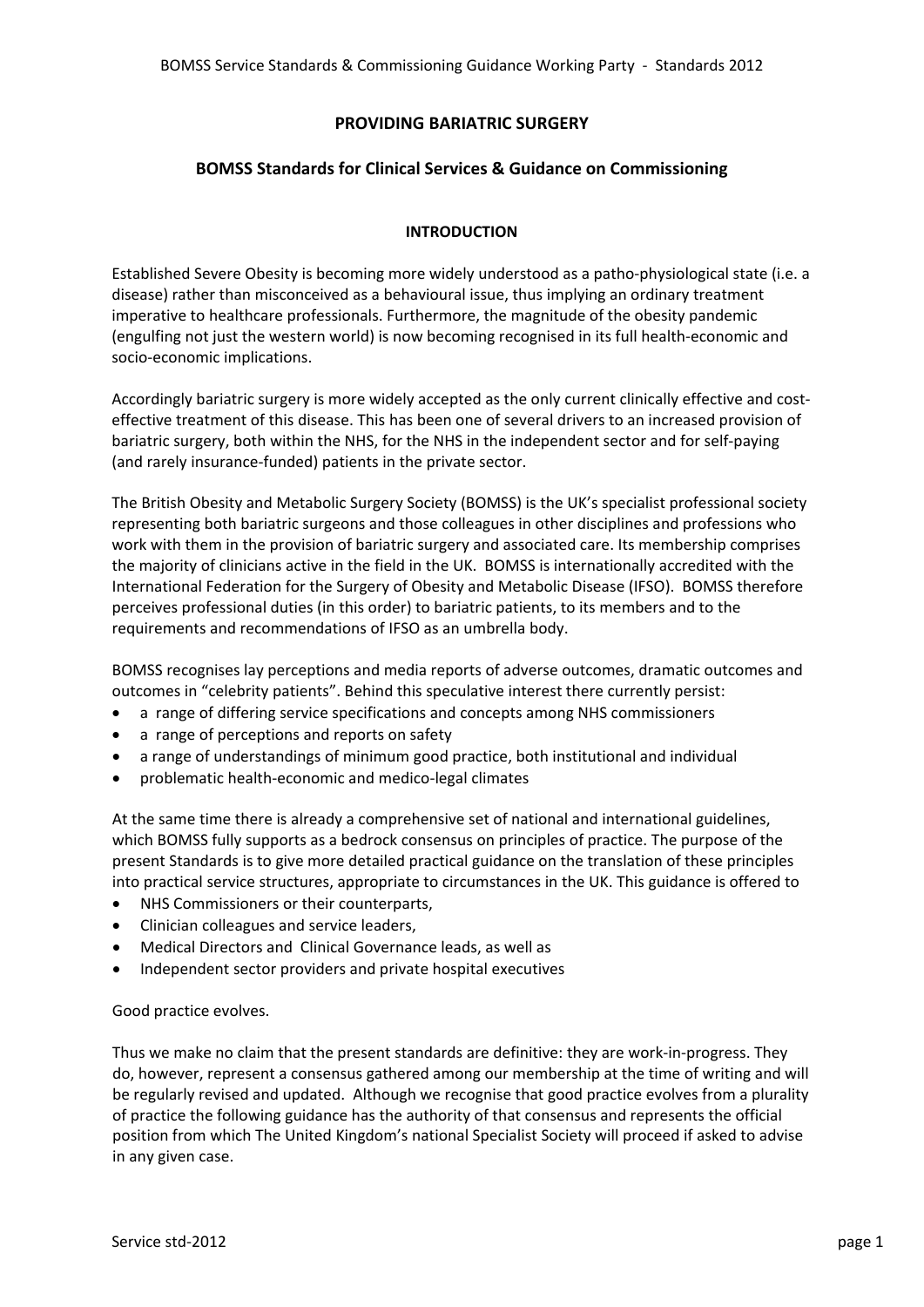# PROVIDING BARIATRIC SURGERY

## BOMSS Standards for Clinical Services & Guidance on Commissioning

### INTRODUCTION

Established Severe Obesity is becoming more widely understood as a patho-physiological state (i.e. a disease) rather than misconceived as a behavioural issue, thus implying an ordinary treatment imperative to healthcare professionals. Furthermore, the magnitude of the obesity pandemic (engulfing not just the western world) is now becoming recognised in its full health-economic and socio-economic implications.

Accordingly bariatric surgery is more widely accepted as the only current clinically effective and cost-effective treatment of this disease. This has been one of several drivers to an increased provision of bariatric surgery, both within the NHS, for the NHS in the independent sector and for self-paying (and rarely insurance-funded) patients in the private sector.

The British Obesity and Metabolic Surgery Society (BOMSS) is the UK's specialist professional society representing both bariatric surgeons and those colleagues in other disciplines and professions who work with them in the provision of bariatric surgery and associated care. Its membership comprises the majority of clinicians active in the field in the UK. BOMSS is internationally accredited with the International Federation for the Surgery of Obesity and Metabolic Disease (IFSO). BOMSS therefore perceives professional duties (in this order) to bariatric patients, to its members and to the requirements and recommendations of IFSO as an umbrella body.

BOMSS recognises lay perceptions and media reports of adverse outcomes, dramatic outcomes and outcomes in "celebrity patients". Behind this speculative interest there currently persist:

- a range of differing service specifications and concepts among NHS commissioners
- a range of perceptions and reports on safety
- a range of understandings of minimum good practice, both institutional and individual
- problematic health-economic and medico-legal climates

At the same time there is already a comprehensive set of national and international guidelines, which BOMSS fully supports as a bedrock consensus on principles of practice. The purpose of the present Standards is to give more detailed practical guidance on the translation of these principles into practical service structures, appropriate to circumstances in the UK. This guidance is offered to

- NHS Commissioners or their counterparts,
- Clinician colleagues and service leaders,
- Medical Directors and Clinical Governance leads, as well as
- Independent sector providers and private hospital executives

Good practice evolves.

Thus we make no claim that the present standards are definitive: they are work-in-progress. They do, however, represent a consensus gathered among our membership at the time of writing and will be regularly revised and updated. Although we recognise that good practice evolves from a plurality of practice the following guidance has the authority of that consensus and represents the official position from which The United Kingdom's national Specialist Society will proceed if asked to advise in any given case.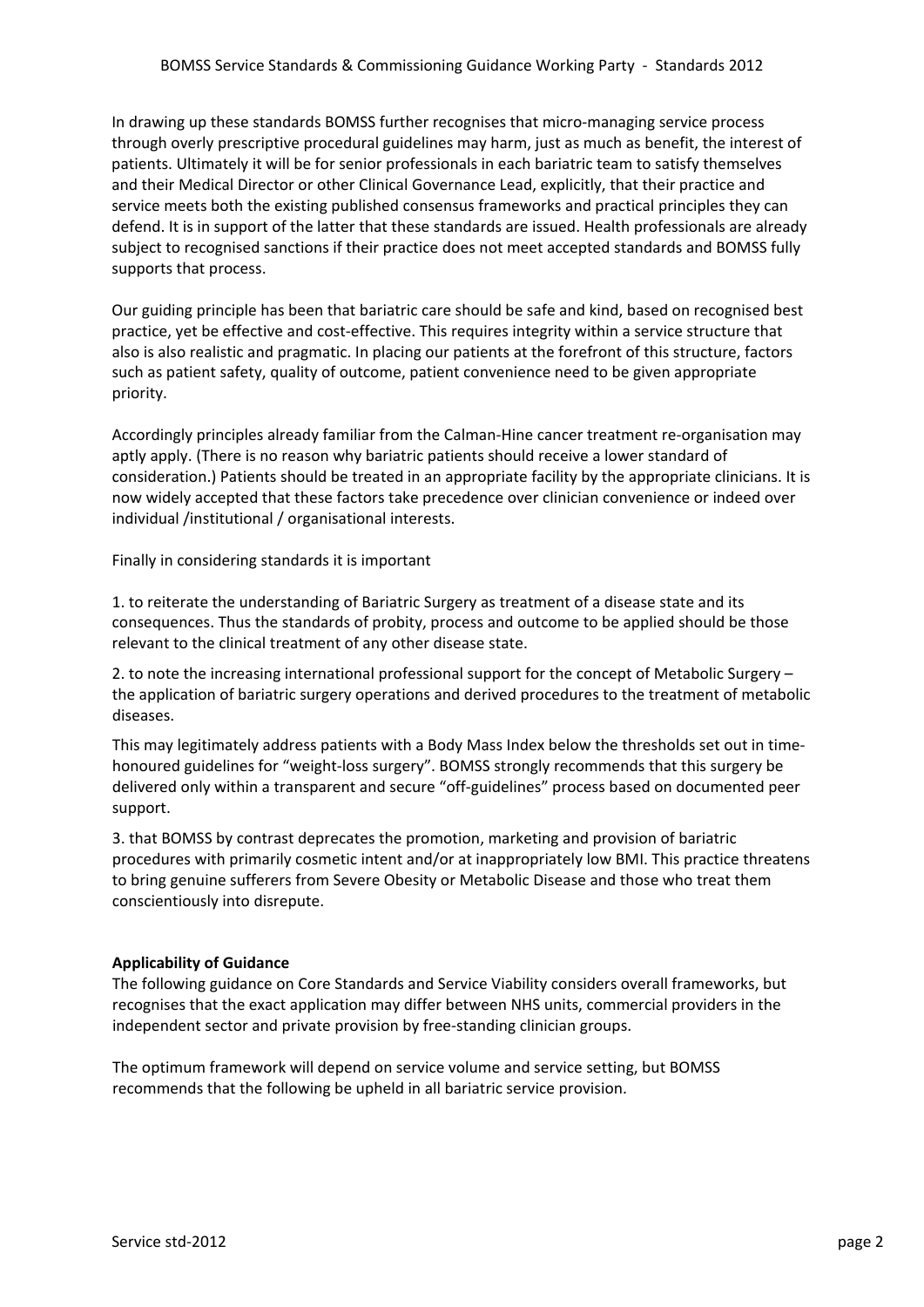In drawing up these standards BOMSS further recognises that micro-managing service process through overly prescriptive procedural guidelines may harm, just as much as benefit, the interest of patients. Ultimately it will be for senior professionals in each bariatric team to satisfy themselves and their Medical Director or other Clinical Governance Lead, explicitly, that their practice and service meets both the existing published consensus frameworks and practical principles they can defend. It is in support of the latter that these standards are issued. Health professionals are already subject to recognised sanctions if their practice does not meet accepted standards and BOMSS fully supports that process.

Our guiding principle has been that bariatric care should be safe and kind, based on recognised best practice, yet be effective and cost-effective. This requires integrity within a service structure that also is also realistic and pragmatic. In placing our patients at the forefront of this structure, factors such as patient safety, quality of outcome, patient convenience need to be given appropriate priority.

Accordingly principles already familiar from the Calman-Hine cancer treatment re-organisation may aptly apply. (There is no reason why bariatric patients should receive a lower standard of consideration.) Patients should be treated in an appropriate facility by the appropriate clinicians. It is now widely accepted that these factors take precedence over clinician convenience or indeed over individual /institutional / organisational interests.

Finally in considering standards it is important

1. to reiterate the understanding of Bariatric Surgery as treatment of a disease state and its consequences. Thus the standards of probity, process and outcome to be applied should be those relevant to the clinical treatment of any other disease state.

2. to note the increasing international professional support for the concept of Metabolic Surgery – the application of bariatric surgery operations and derived procedures to the treatment of metabolic diseases.

This may legitimately address patients with a Body Mass Index below the thresholds set out in time-honoured guidelines for "weight-loss surgery". BOMSS strongly recommends that this surgery be delivered only within a transparent and secure "off-guidelines" process based on documented peer support.

3. that BOMSS by contrast deprecates the promotion, marketing and provision of bariatric procedures with primarily cosmetic intent and/or at inappropriately low BMI. This practice threatens to bring genuine sufferers from Severe Obesity or Metabolic Disease and those who treat them conscientiously into disrepute.

**Applicability of Guidance**

The following guidance on Core Standards and Service Viability considers overall frameworks, but recognises that the exact application may differ between NHS units, commercial providers in the independent sector and private provision by free-standing clinician groups.

The optimum framework will depend on service volume and service setting, but BOMSS recommends that the following be upheld in all bariatric service provision.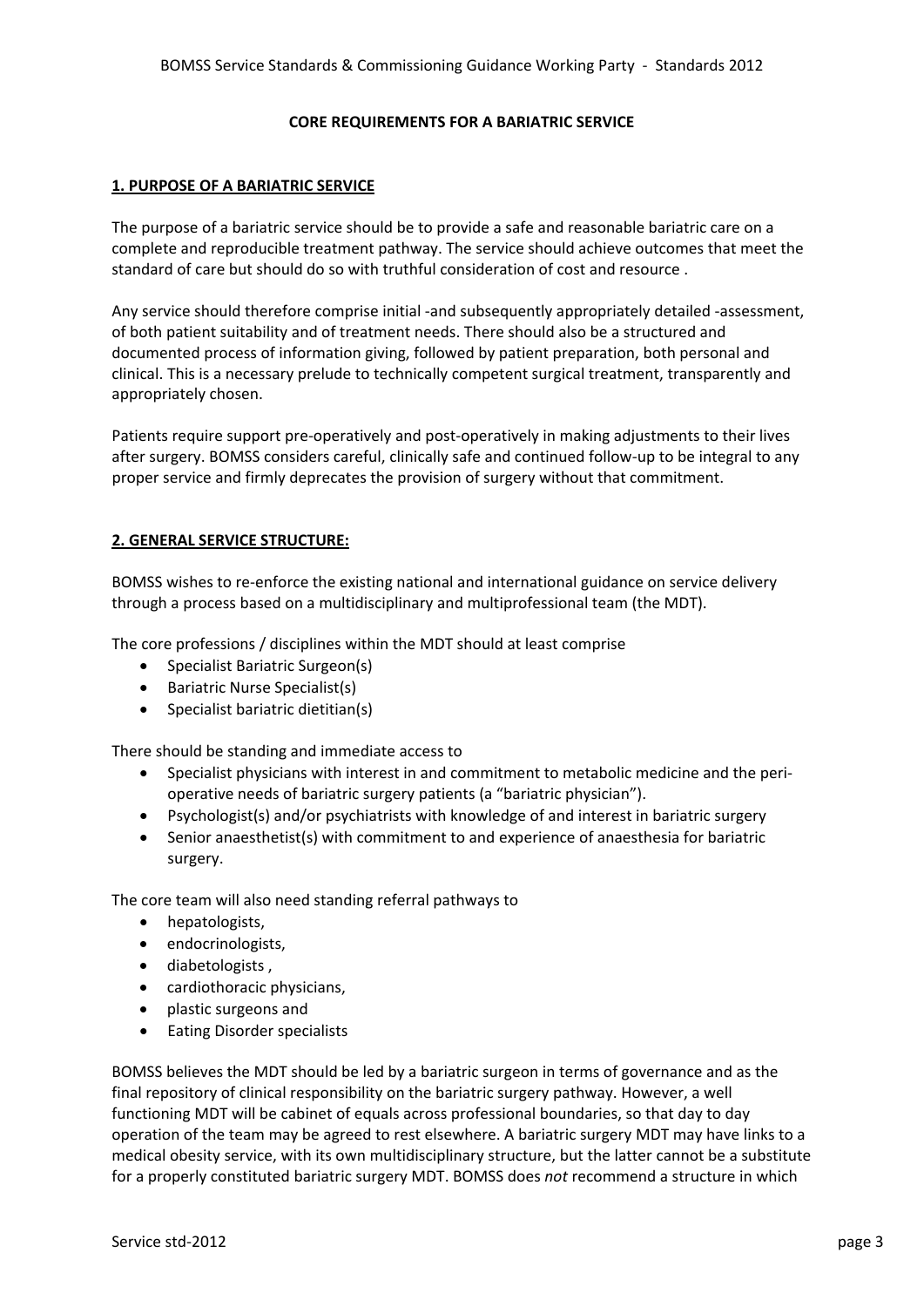**CORE REQUIREMENTS FOR A BARIATRIC SERVICE**

## 1. PURPOSE OF A BARIATRIC SERVICE

The purpose of a bariatric service should be to provide a safe and reasonable bariatric care on a complete and reproducible treatment pathway. The service should achieve outcomes that meet the standard of care but should do so with truthful consideration of cost and resource .

Any service should therefore comprise initial -and subsequently appropriately detailed -assessment, of both patient suitability and of treatment needs. There should also be a structured and documented process of information giving, followed by patient preparation, both personal and clinical. This is a necessary prelude to technically competent surgical treatment, transparently and appropriately chosen.

Patients require support pre-operatively and post-operatively in making adjustments to their lives after surgery. BOMSS considers careful, clinically safe and continued follow-up to be integral to any proper service and firmly deprecates the provision of surgery without that commitment.

## 2. GENERAL SERVICE STRUCTURE:

BOMSS wishes to re-enforce the existing national and international guidance on service delivery through a process based on a multidisciplinary and multiprofessional team (the MDT).

The core professions / disciplines within the MDT should at least comprise

- Specialist Bariatric Surgeon(s)
- Bariatric Nurse Specialist(s)
- Specialist bariatric dietitian(s)

There should be standing and immediate access to

- Specialist physicians with interest in and commitment to metabolic medicine and the peri-operative needs of bariatric surgery patients (a "bariatric physician").
- Psychologist(s) and/or psychiatrists with knowledge of and interest in bariatric surgery
- Senior anaesthetist(s) with commitment to and experience of anaesthesia for bariatric surgery.

The core team will also need standing referral pathways to

- hepatologists,
- endocrinologists,
- diabetologists ,
- cardiothoracic physicians,
- plastic surgeons and
- Eating Disorder specialists

BOMSS believes the MDT should be led by a bariatric surgeon in terms of governance and as the final repository of clinical responsibility on the bariatric surgery pathway. However, a well functioning MDT will be cabinet of equals across professional boundaries, so that day to day operation of the team may be agreed to rest elsewhere. A bariatric surgery MDT may have links to a medical obesity service, with its own multidisciplinary structure, but the latter cannot be a substitute for a properly constituted bariatric surgery MDT. BOMSS does *not* recommend a structure in which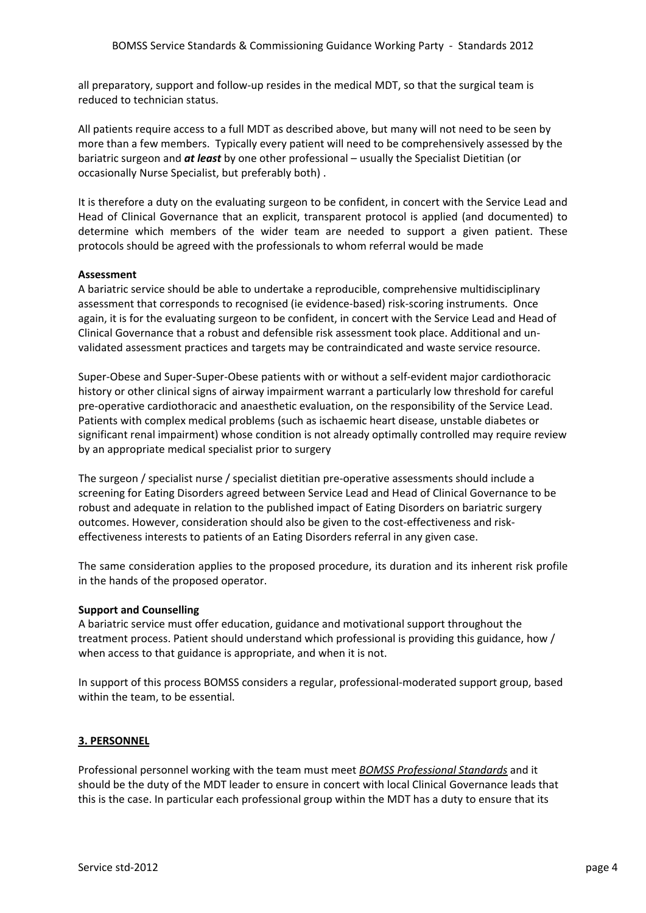all preparatory, support and follow-up resides in the medical MDT, so that the surgical team is reduced to technician status.

All patients require access to a full MDT as described above, but many will not need to be seen by more than a few members. Typically every patient will need to be comprehensively assessed by the bariatric surgeon and ***at least*** by one other professional – usually the Specialist Dietitian (or occasionally Nurse Specialist, but preferably both) .

It is therefore a duty on the evaluating surgeon to be confident, in concert with the Service Lead and Head of Clinical Governance that an explicit, transparent protocol is applied (and documented) to determine which members of the wider team are needed to support a given patient. These protocols should be agreed with the professionals to whom referral would be made

**Assessment**

A bariatric service should be able to undertake a reproducible, comprehensive multidisciplinary assessment that corresponds to recognised (ie evidence-based) risk-scoring instruments. Once again, it is for the evaluating surgeon to be confident, in concert with the Service Lead and Head of Clinical Governance that a robust and defensible risk assessment took place. Additional and un-validated assessment practices and targets may be contraindicated and waste service resource.

Super-Obese and Super-Super-Obese patients with or without a self-evident major cardiothoracic history or other clinical signs of airway impairment warrant a particularly low threshold for careful pre-operative cardiothoracic and anaesthetic evaluation, on the responsibility of the Service Lead. Patients with complex medical problems (such as ischaemic heart disease, unstable diabetes or significant renal impairment) whose condition is not already optimally controlled may require review by an appropriate medical specialist prior to surgery

The surgeon / specialist nurse / specialist dietitian pre-operative assessments should include a screening for Eating Disorders agreed between Service Lead and Head of Clinical Governance to be robust and adequate in relation to the published impact of Eating Disorders on bariatric surgery outcomes. However, consideration should also be given to the cost-effectiveness and risk-effectiveness interests to patients of an Eating Disorders referral in any given case.

The same consideration applies to the proposed procedure, its duration and its inherent risk profile in the hands of the proposed operator.

**Support and Counselling**

A bariatric service must offer education, guidance and motivational support throughout the treatment process. Patient should understand which professional is providing this guidance, how / when access to that guidance is appropriate, and when it is not.

In support of this process BOMSS considers a regular, professional-moderated support group, based within the team, to be essential.

## 3. PERSONNEL

Professional personnel working with the team must meet *BOMSS Professional Standards* and it should be the duty of the MDT leader to ensure in concert with local Clinical Governance leads that this is the case. In particular each professional group within the MDT has a duty to ensure that its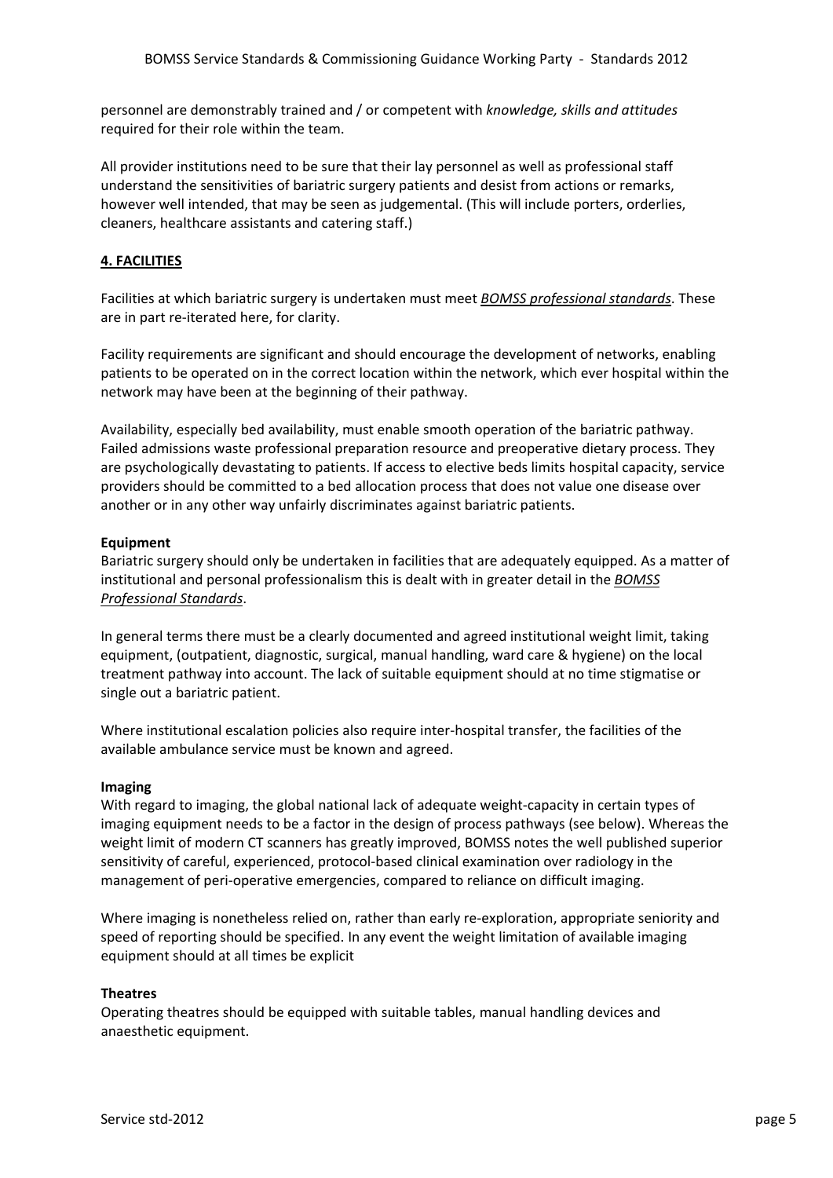personnel are demonstrably trained and / or competent with *knowledge, skills and attitudes* required for their role within the team.

All provider institutions need to be sure that their lay personnel as well as professional staff understand the sensitivities of bariatric surgery patients and desist from actions or remarks, however well intended, that may be seen as judgemental. (This will include porters, orderlies, cleaners, healthcare assistants and catering staff.)

## 4. FACILITIES

Facilities at which bariatric surgery is undertaken must meet ***BOMSS professional standards***. These are in part re-iterated here, for clarity.

Facility requirements are significant and should encourage the development of networks, enabling patients to be operated on in the correct location within the network, which ever hospital within the network may have been at the beginning of their pathway.

Availability, especially bed availability, must enable smooth operation of the bariatric pathway. Failed admissions waste professional preparation resource and preoperative dietary process. They are psychologically devastating to patients. If access to elective beds limits hospital capacity, service providers should be committed to a bed allocation process that does not value one disease over another or in any other way unfairly discriminates against bariatric patients.

### Equipment

Bariatric surgery should only be undertaken in facilities that are adequately equipped. As a matter of institutional and personal professionalism this is dealt with in greater detail in the ***BOMSS Professional Standards***.

In general terms there must be a clearly documented and agreed institutional weight limit, taking equipment, (outpatient, diagnostic, surgical, manual handling, ward care & hygiene) on the local treatment pathway into account. The lack of suitable equipment should at no time stigmatise or single out a bariatric patient.

Where institutional escalation policies also require inter-hospital transfer, the facilities of the available ambulance service must be known and agreed.

### Imaging

With regard to imaging, the global national lack of adequate weight-capacity in certain types of imaging equipment needs to be a factor in the design of process pathways (see below). Whereas the weight limit of modern CT scanners has greatly improved, BOMSS notes the well published superior sensitivity of careful, experienced, protocol-based clinical examination over radiology in the management of peri-operative emergencies, compared to reliance on difficult imaging.

Where imaging is nonetheless relied on, rather than early re-exploration, appropriate seniority and speed of reporting should be specified. In any event the weight limitation of available imaging equipment should at all times be explicit

### Theatres

Operating theatres should be equipped with suitable tables, manual handling devices and anaesthetic equipment.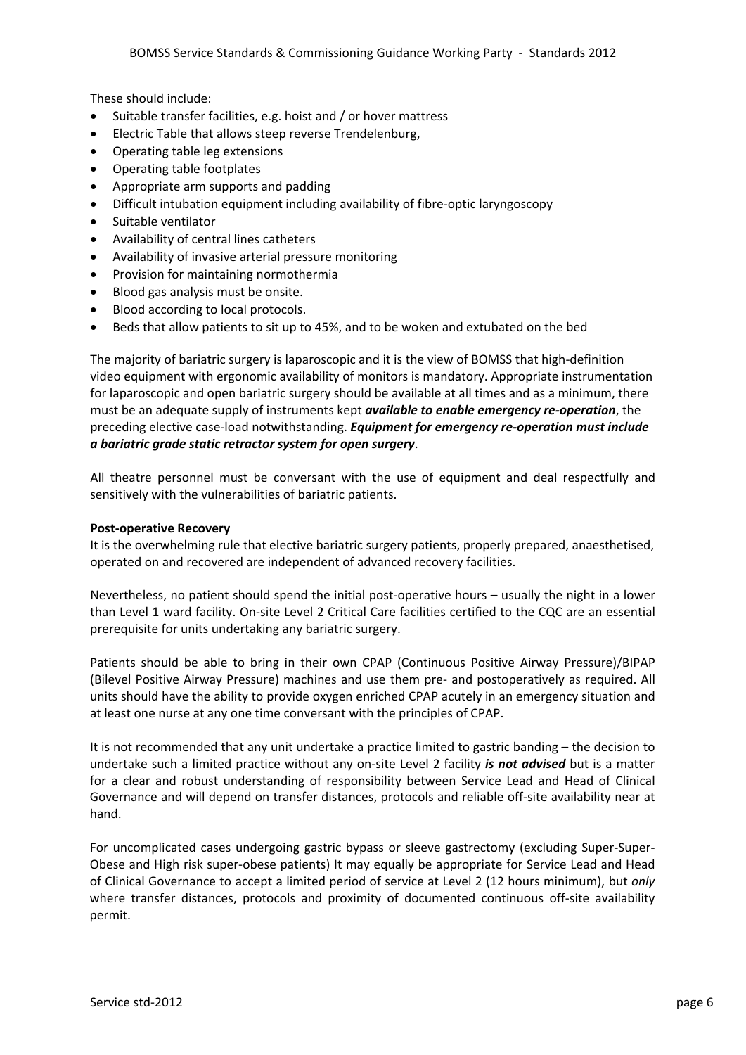These should include:

- Suitable transfer facilities, e.g. hoist and / or hover mattress
- Electric Table that allows steep reverse Trendelenburg,
- Operating table leg extensions
- Operating table footplates
- Appropriate arm supports and padding
- Difficult intubation equipment including availability of fibre-optic laryngoscopy
- Suitable ventilator
- Availability of central lines catheters
- Availability of invasive arterial pressure monitoring
- Provision for maintaining normothermia
- Blood gas analysis must be onsite.
- Blood according to local protocols.
- Beds that allow patients to sit up to 45%, and to be woken and extubated on the bed

The majority of bariatric surgery is laparoscopic and it is the view of BOMSS that high-definition video equipment with ergonomic availability of monitors is mandatory. Appropriate instrumentation for laparoscopic and open bariatric surgery should be available at all times and as a minimum, there must be an adequate supply of instruments kept ***available to enable emergency re-operation***, the preceding elective case-load notwithstanding. ***Equipment for emergency re-operation must include a bariatric grade static retractor system for open surgery***.

All theatre personnel must be conversant with the use of equipment and deal respectfully and sensitively with the vulnerabilities of bariatric patients.

**Post-operative Recovery**

It is the overwhelming rule that elective bariatric surgery patients, properly prepared, anaesthetised, operated on and recovered are independent of advanced recovery facilities.

Nevertheless, no patient should spend the initial post-operative hours – usually the night in a lower than Level 1 ward facility. On-site Level 2 Critical Care facilities certified to the CQC are an essential prerequisite for units undertaking any bariatric surgery.

Patients should be able to bring in their own CPAP (Continuous Positive Airway Pressure)/BIPAP (Bilevel Positive Airway Pressure) machines and use them pre- and postoperatively as required. All units should have the ability to provide oxygen enriched CPAP acutely in an emergency situation and at least one nurse at any one time conversant with the principles of CPAP.

It is not recommended that any unit undertake a practice limited to gastric banding – the decision to undertake such a limited practice without any on-site Level 2 facility ***is not advised*** but is a matter for a clear and robust understanding of responsibility between Service Lead and Head of Clinical Governance and will depend on transfer distances, protocols and reliable off-site availability near at hand.

For uncomplicated cases undergoing gastric bypass or sleeve gastrectomy (excluding Super-Super-Obese and High risk super-obese patients) It may equally be appropriate for Service Lead and Head of Clinical Governance to accept a limited period of service at Level 2 (12 hours minimum), but *only* where transfer distances, protocols and proximity of documented continuous off-site availability permit.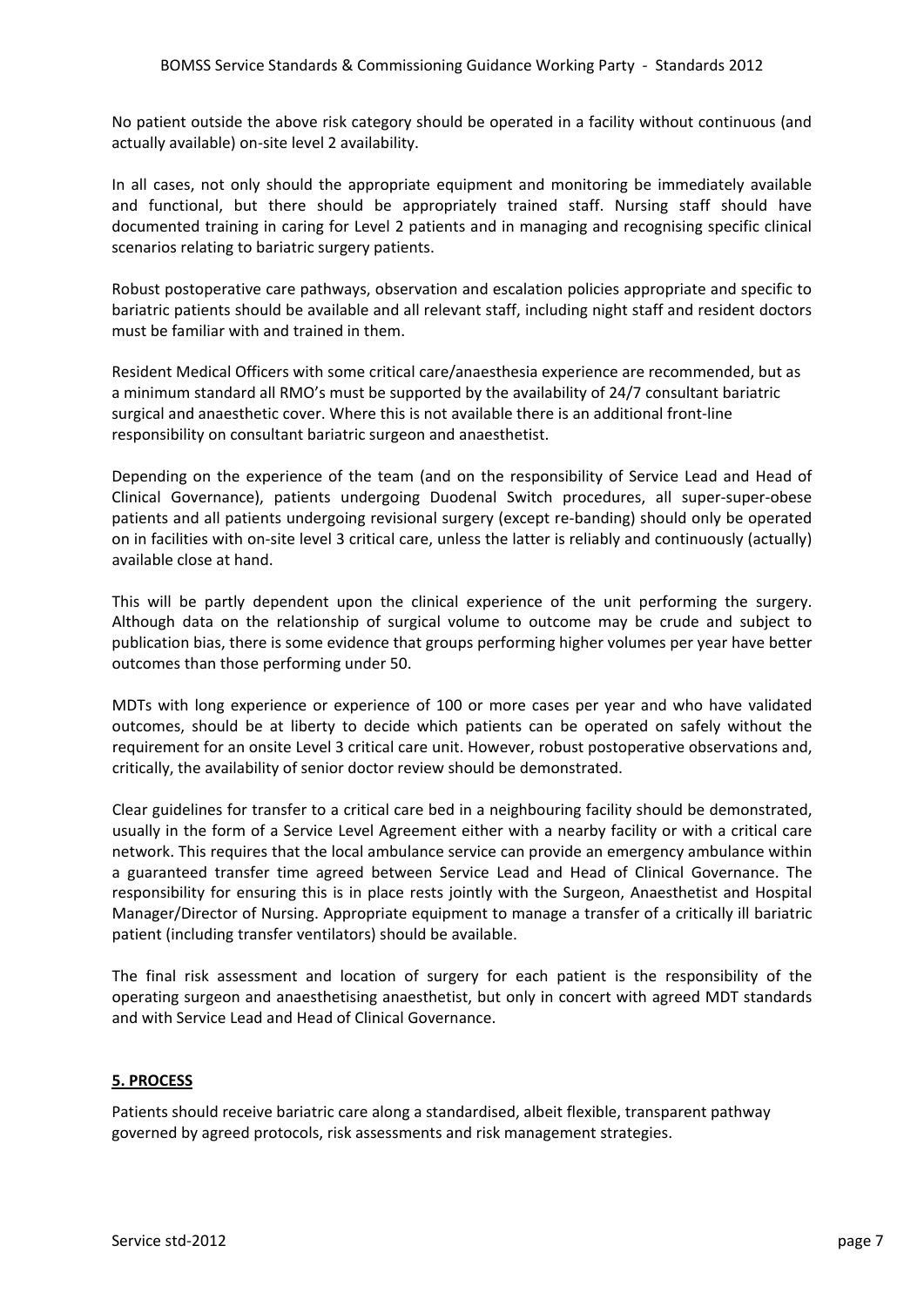No patient outside the above risk category should be operated in a facility without continuous (and actually available) on-site level 2 availability.

In all cases, not only should the appropriate equipment and monitoring be immediately available and functional, but there should be appropriately trained staff. Nursing staff should have documented training in caring for Level 2 patients and in managing and recognising specific clinical scenarios relating to bariatric surgery patients.

Robust postoperative care pathways, observation and escalation policies appropriate and specific to bariatric patients should be available and all relevant staff, including night staff and resident doctors must be familiar with and trained in them.

Resident Medical Officers with some critical care/anaesthesia experience are recommended, but as a minimum standard all RMO's must be supported by the availability of 24/7 consultant bariatric surgical and anaesthetic cover. Where this is not available there is an additional front-line responsibility on consultant bariatric surgeon and anaesthetist.

Depending on the experience of the team (and on the responsibility of Service Lead and Head of Clinical Governance), patients undergoing Duodenal Switch procedures, all super-super-obese patients and all patients undergoing revisional surgery (except re-banding) should only be operated on in facilities with on-site level 3 critical care, unless the latter is reliably and continuously (actually) available close at hand.

This will be partly dependent upon the clinical experience of the unit performing the surgery. Although data on the relationship of surgical volume to outcome may be crude and subject to publication bias, there is some evidence that groups performing higher volumes per year have better outcomes than those performing under 50.

MDTs with long experience or experience of 100 or more cases per year and who have validated outcomes, should be at liberty to decide which patients can be operated on safely without the requirement for an onsite Level 3 critical care unit. However, robust postoperative observations and, critically, the availability of senior doctor review should be demonstrated.

Clear guidelines for transfer to a critical care bed in a neighbouring facility should be demonstrated, usually in the form of a Service Level Agreement either with a nearby facility or with a critical care network. This requires that the local ambulance service can provide an emergency ambulance within a guaranteed transfer time agreed between Service Lead and Head of Clinical Governance. The responsibility for ensuring this is in place rests jointly with the Surgeon, Anaesthetist and Hospital Manager/Director of Nursing. Appropriate equipment to manage a transfer of a critically ill bariatric patient (including transfer ventilators) should be available.

The final risk assessment and location of surgery for each patient is the responsibility of the operating surgeon and anaesthetising anaesthetist, but only in concert with agreed MDT standards and with Service Lead and Head of Clinical Governance.

## 5. PROCESS

Patients should receive bariatric care along a standardised, albeit flexible, transparent pathway governed by agreed protocols, risk assessments and risk management strategies.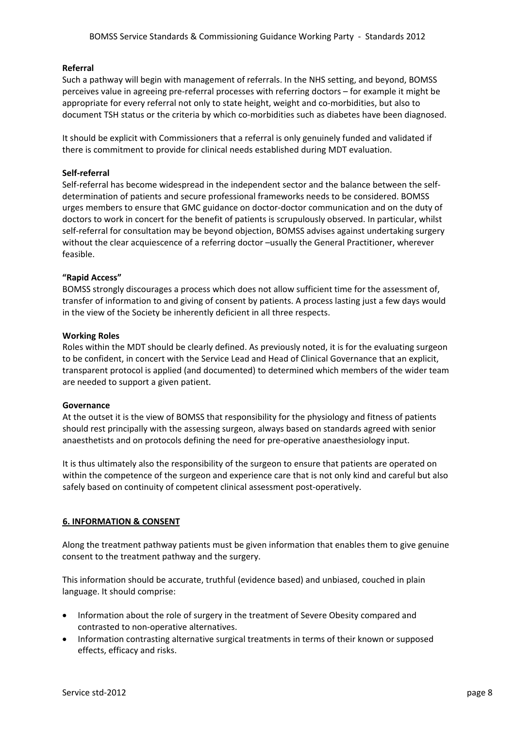**Referral**

Such a pathway will begin with management of referrals. In the NHS setting, and beyond, BOMSS perceives value in agreeing pre-referral processes with referring doctors – for example it might be appropriate for every referral not only to state height, weight and co-morbidities, but also to document TSH status or the criteria by which co-morbidities such as diabetes have been diagnosed.

It should be explicit with Commissioners that a referral is only genuinely funded and validated if there is commitment to provide for clinical needs established during MDT evaluation.

**Self-referral**

Self-referral has become widespread in the independent sector and the balance between the self-determination of patients and secure professional frameworks needs to be considered. BOMSS urges members to ensure that GMC guidance on doctor-doctor communication and on the duty of doctors to work in concert for the benefit of patients is scrupulously observed. In particular, whilst self-referral for consultation may be beyond objection, BOMSS advises against undertaking surgery without the clear acquiescence of a referring doctor –usually the General Practitioner, wherever feasible.

**"Rapid Access"**

BOMSS strongly discourages a process which does not allow sufficient time for the assessment of, transfer of information to and giving of consent by patients. A process lasting just a few days would in the view of the Society be inherently deficient in all three respects.

**Working Roles**

Roles within the MDT should be clearly defined. As previously noted, it is for the evaluating surgeon to be confident, in concert with the Service Lead and Head of Clinical Governance that an explicit, transparent protocol is applied (and documented) to determined which members of the wider team are needed to support a given patient.

**Governance**

At the outset it is the view of BOMSS that responsibility for the physiology and fitness of patients should rest principally with the assessing surgeon, always based on standards agreed with senior anaesthetists and on protocols defining the need for pre-operative anaesthesiology input.

It is thus ultimately also the responsibility of the surgeon to ensure that patients are operated on within the competence of the surgeon and experience care that is not only kind and careful but also safely based on continuity of competent clinical assessment post-operatively.

## 6. INFORMATION & CONSENT

Along the treatment pathway patients must be given information that enables them to give genuine consent to the treatment pathway and the surgery.

This information should be accurate, truthful (evidence based) and unbiased, couched in plain language. It should comprise:

- Information about the role of surgery in the treatment of Severe Obesity compared and contrasted to non-operative alternatives.
- Information contrasting alternative surgical treatments in terms of their known or supposed effects, efficacy and risks.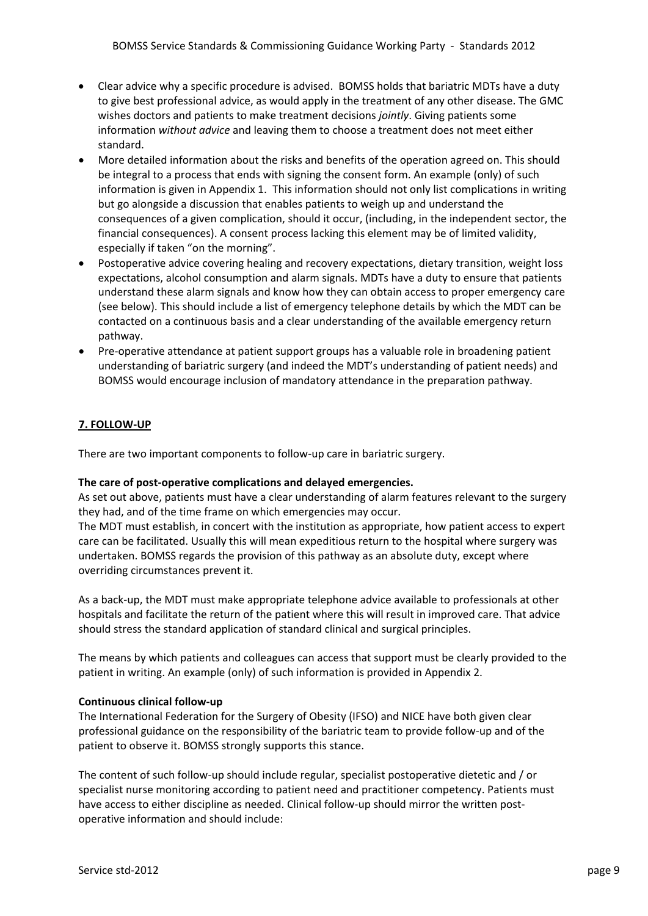- Clear advice why a specific procedure is advised. BOMSS holds that bariatric MDTs have a duty to give best professional advice, as would apply in the treatment of any other disease. The GMC wishes doctors and patients to make treatment decisions *jointly*. Giving patients some information *without advice* and leaving them to choose a treatment does not meet either standard.
- More detailed information about the risks and benefits of the operation agreed on. This should be integral to a process that ends with signing the consent form. An example (only) of such information is given in Appendix 1. This information should not only list complications in writing but go alongside a discussion that enables patients to weigh up and understand the consequences of a given complication, should it occur, (including, in the independent sector, the financial consequences). A consent process lacking this element may be of limited validity, especially if taken "on the morning".
- Postoperative advice covering healing and recovery expectations, dietary transition, weight loss expectations, alcohol consumption and alarm signals. MDTs have a duty to ensure that patients understand these alarm signals and know how they can obtain access to proper emergency care (see below). This should include a list of emergency telephone details by which the MDT can be contacted on a continuous basis and a clear understanding of the available emergency return pathway.
- Pre-operative attendance at patient support groups has a valuable role in broadening patient understanding of bariatric surgery (and indeed the MDT's understanding of patient needs) and BOMSS would encourage inclusion of mandatory attendance in the preparation pathway.

## 7. FOLLOW-UP

There are two important components to follow-up care in bariatric surgery.

**The care of post-operative complications and delayed emergencies.**

As set out above, patients must have a clear understanding of alarm features relevant to the surgery they had, and of the time frame on which emergencies may occur.

The MDT must establish, in concert with the institution as appropriate, how patient access to expert care can be facilitated. Usually this will mean expeditious return to the hospital where surgery was undertaken. BOMSS regards the provision of this pathway as an absolute duty, except where overriding circumstances prevent it.

As a back-up, the MDT must make appropriate telephone advice available to professionals at other hospitals and facilitate the return of the patient where this will result in improved care. That advice should stress the standard application of standard clinical and surgical principles.

The means by which patients and colleagues can access that support must be clearly provided to the patient in writing. An example (only) of such information is provided in Appendix 2.

**Continuous clinical follow-up**

The International Federation for the Surgery of Obesity (IFSO) and NICE have both given clear professional guidance on the responsibility of the bariatric team to provide follow-up and of the patient to observe it. BOMSS strongly supports this stance.

The content of such follow-up should include regular, specialist postoperative dietetic and / or specialist nurse monitoring according to patient need and practitioner competency. Patients must have access to either discipline as needed. Clinical follow-up should mirror the written post-operative information and should include: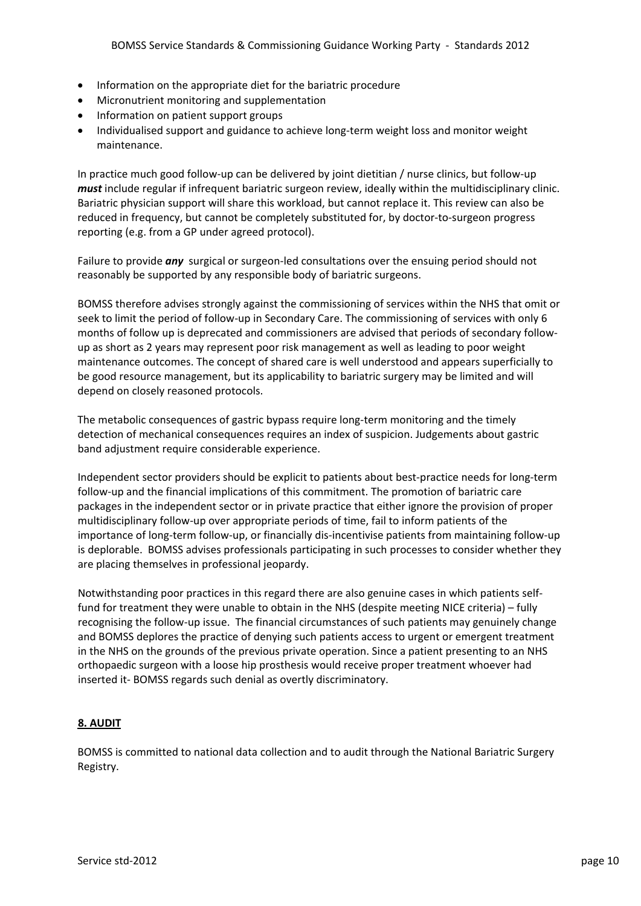- Information on the appropriate diet for the bariatric procedure
- Micronutrient monitoring and supplementation
- Information on patient support groups
- Individualised support and guidance to achieve long-term weight loss and monitor weight maintenance.

In practice much good follow-up can be delivered by joint dietitian / nurse clinics, but follow-up ***must*** include regular if infrequent bariatric surgeon review, ideally within the multidisciplinary clinic. Bariatric physician support will share this workload, but cannot replace it. This review can also be reduced in frequency, but cannot be completely substituted for, by doctor-to-surgeon progress reporting (e.g. from a GP under agreed protocol).

Failure to provide ***any*** surgical or surgeon-led consultations over the ensuing period should not reasonably be supported by any responsible body of bariatric surgeons.

BOMSS therefore advises strongly against the commissioning of services within the NHS that omit or seek to limit the period of follow-up in Secondary Care. The commissioning of services with only 6 months of follow up is deprecated and commissioners are advised that periods of secondary follow-up as short as 2 years may represent poor risk management as well as leading to poor weight maintenance outcomes. The concept of shared care is well understood and appears superficially to be good resource management, but its applicability to bariatric surgery may be limited and will depend on closely reasoned protocols.

The metabolic consequences of gastric bypass require long-term monitoring and the timely detection of mechanical consequences requires an index of suspicion. Judgements about gastric band adjustment require considerable experience.

Independent sector providers should be explicit to patients about best-practice needs for long-term follow-up and the financial implications of this commitment. The promotion of bariatric care packages in the independent sector or in private practice that either ignore the provision of proper multidisciplinary follow-up over appropriate periods of time, fail to inform patients of the importance of long-term follow-up, or financially dis-incentivise patients from maintaining follow-up is deplorable. BOMSS advises professionals participating in such processes to consider whether they are placing themselves in professional jeopardy.

Notwithstanding poor practices in this regard there are also genuine cases in which patients self-fund for treatment they were unable to obtain in the NHS (despite meeting NICE criteria) – fully recognising the follow-up issue. The financial circumstances of such patients may genuinely change and BOMSS deplores the practice of denying such patients access to urgent or emergent treatment in the NHS on the grounds of the previous private operation. Since a patient presenting to an NHS orthopaedic surgeon with a loose hip prosthesis would receive proper treatment whoever had inserted it- BOMSS regards such denial as overtly discriminatory.

## 8. AUDIT

BOMSS is committed to national data collection and to audit through the National Bariatric Surgery Registry.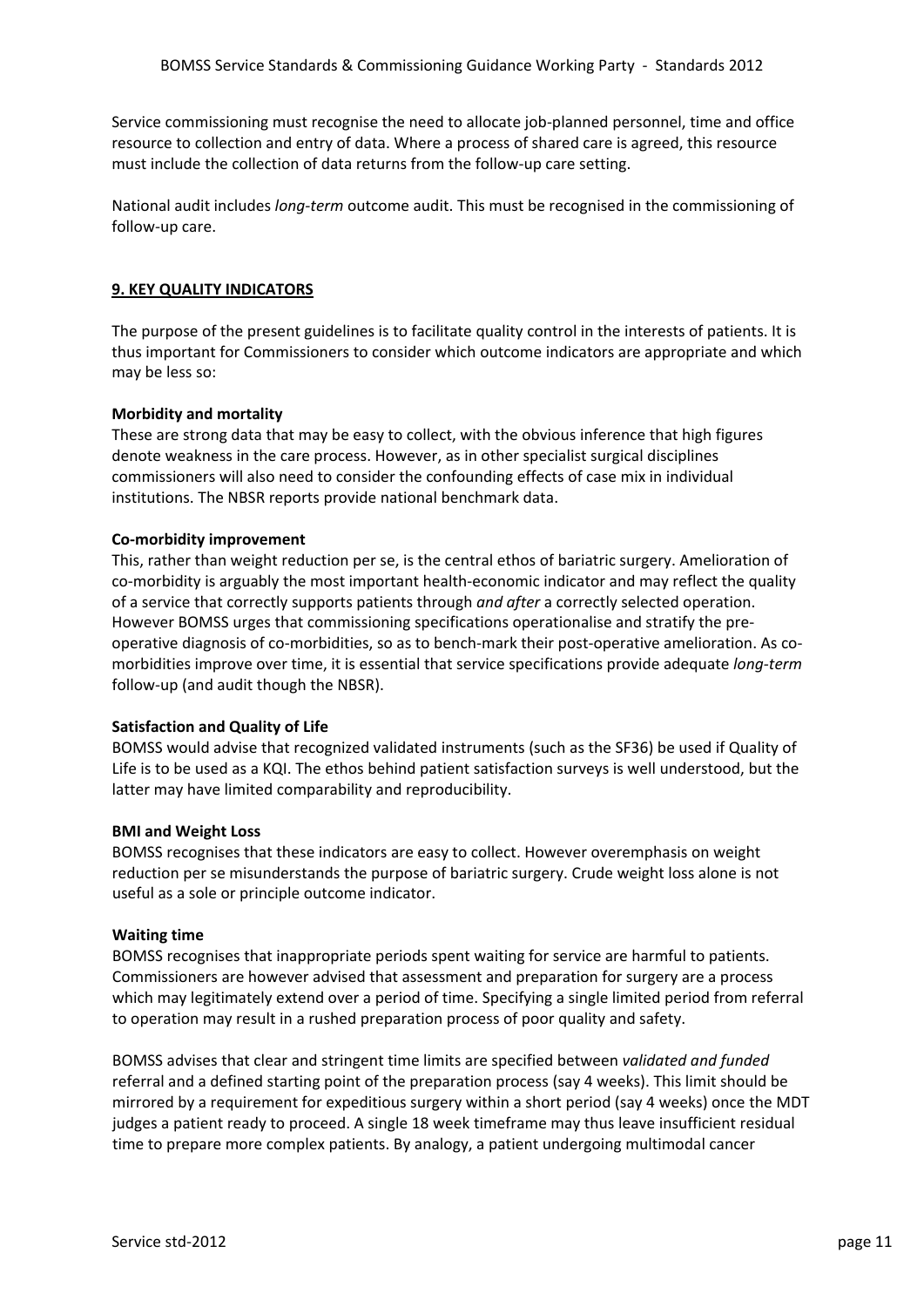Service commissioning must recognise the need to allocate job-planned personnel, time and office resource to collection and entry of data. Where a process of shared care is agreed, this resource must include the collection of data returns from the follow-up care setting.

National audit includes *long-term* outcome audit. This must be recognised in the commissioning of follow-up care.

## 9. KEY QUALITY INDICATORS

The purpose of the present guidelines is to facilitate quality control in the interests of patients. It is thus important for Commissioners to consider which outcome indicators are appropriate and which may be less so:

**Morbidity and mortality**
These are strong data that may be easy to collect, with the obvious inference that high figures denote weakness in the care process. However, as in other specialist surgical disciplines commissioners will also need to consider the confounding effects of case mix in individual institutions. The NBSR reports provide national benchmark data.

**Co-morbidity improvement**
This, rather than weight reduction per se, is the central ethos of bariatric surgery. Amelioration of co-morbidity is arguably the most important health-economic indicator and may reflect the quality of a service that correctly supports patients through *and after* a correctly selected operation. However BOMSS urges that commissioning specifications operationalise and stratify the pre-operative diagnosis of co-morbidities, so as to bench-mark their post-operative amelioration. As co-morbidities improve over time, it is essential that service specifications provide adequate *long-term* follow-up (and audit though the NBSR).

**Satisfaction and Quality of Life**
BOMSS would advise that recognized validated instruments (such as the SF36) be used if Quality of Life is to be used as a KQI. The ethos behind patient satisfaction surveys is well understood, but the latter may have limited comparability and reproducibility.

**BMI and Weight Loss**
BOMSS recognises that these indicators are easy to collect. However overemphasis on weight reduction per se misunderstands the purpose of bariatric surgery. Crude weight loss alone is not useful as a sole or principle outcome indicator.

**Waiting time**
BOMSS recognises that inappropriate periods spent waiting for service are harmful to patients. Commissioners are however advised that assessment and preparation for surgery are a process which may legitimately extend over a period of time. Specifying a single limited period from referral to operation may result in a rushed preparation process of poor quality and safety.

BOMSS advises that clear and stringent time limits are specified between *validated and funded* referral and a defined starting point of the preparation process (say 4 weeks). This limit should be mirrored by a requirement for expeditious surgery within a short period (say 4 weeks) once the MDT judges a patient ready to proceed. A single 18 week timeframe may thus leave insufficient residual time to prepare more complex patients. By analogy, a patient undergoing multimodal cancer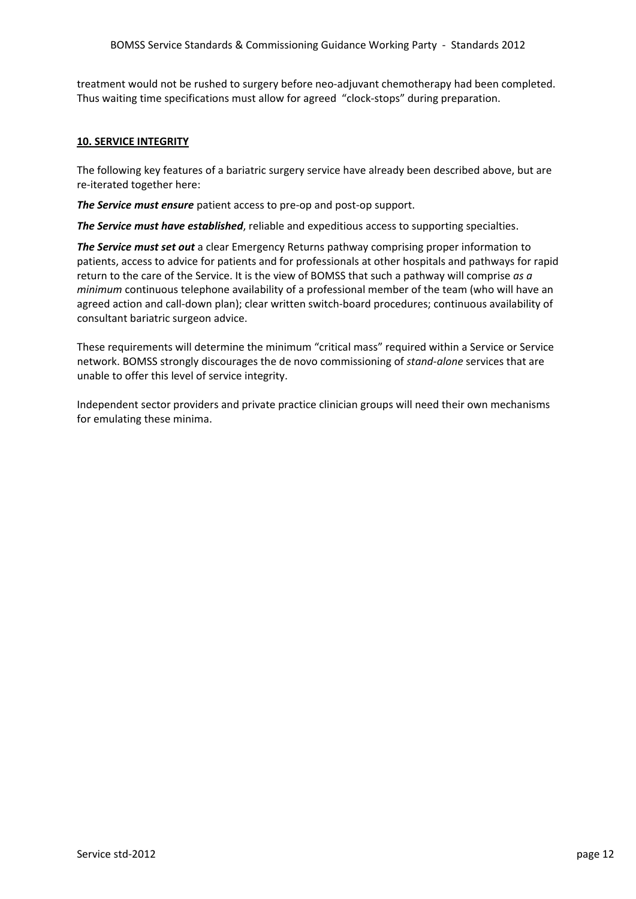treatment would not be rushed to surgery before neo-adjuvant chemotherapy had been completed. Thus waiting time specifications must allow for agreed "clock-stops" during preparation.

## **10. SERVICE INTEGRITY**

The following key features of a bariatric surgery service have already been described above, but are re-iterated together here:

***The Service must ensure*** patient access to pre-op and post-op support.

***The Service must have established***, reliable and expeditious access to supporting specialties.

***The Service must set out*** a clear Emergency Returns pathway comprising proper information to patients, access to advice for patients and for professionals at other hospitals and pathways for rapid return to the care of the Service. It is the view of BOMSS that such a pathway will comprise *as a minimum* continuous telephone availability of a professional member of the team (who will have an agreed action and call-down plan); clear written switch-board procedures; continuous availability of consultant bariatric surgeon advice.

These requirements will determine the minimum "critical mass" required within a Service or Service network. BOMSS strongly discourages the de novo commissioning of *stand-alone* services that are unable to offer this level of service integrity.

Independent sector providers and private practice clinician groups will need their own mechanisms for emulating these minima.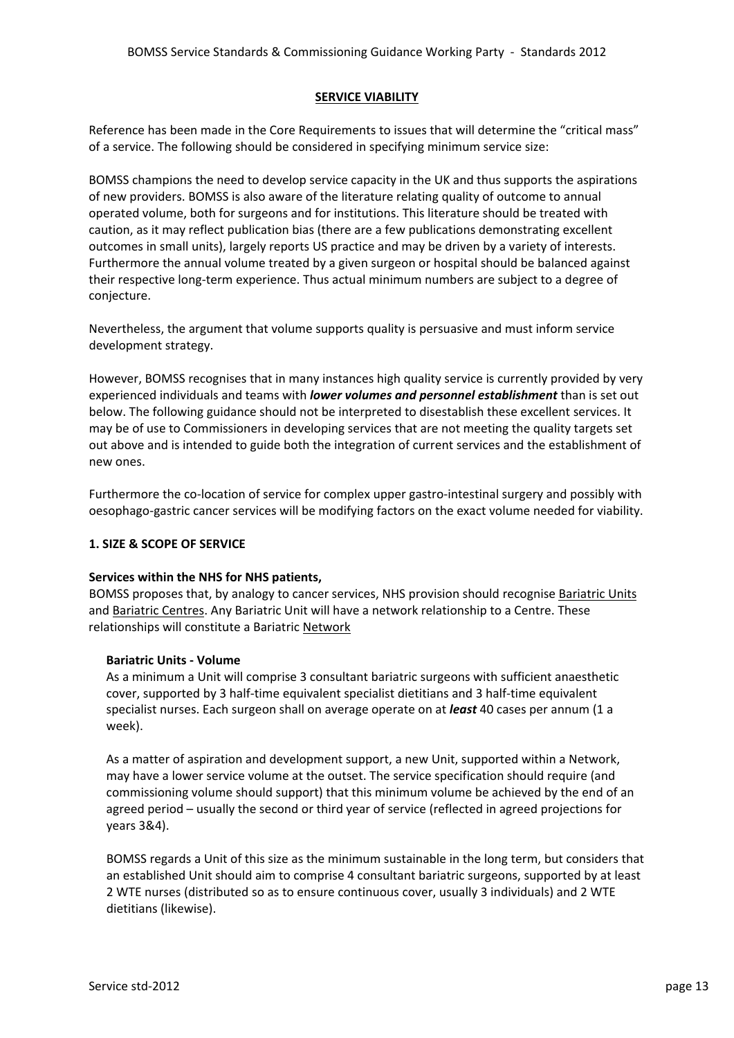## SERVICE VIABILITY

Reference has been made in the Core Requirements to issues that will determine the "critical mass" of a service. The following should be considered in specifying minimum service size:

BOMSS champions the need to develop service capacity in the UK and thus supports the aspirations of new providers. BOMSS is also aware of the literature relating quality of outcome to annual operated volume, both for surgeons and for institutions. This literature should be treated with caution, as it may reflect publication bias (there are a few publications demonstrating excellent outcomes in small units), largely reports US practice and may be driven by a variety of interests. Furthermore the annual volume treated by a given surgeon or hospital should be balanced against their respective long-term experience. Thus actual minimum numbers are subject to a degree of conjecture.

Nevertheless, the argument that volume supports quality is persuasive and must inform service development strategy.

However, BOMSS recognises that in many instances high quality service is currently provided by very experienced individuals and teams with ***lower volumes and personnel establishment*** than is set out below. The following guidance should not be interpreted to disestablish these excellent services. It may be of use to Commissioners in developing services that are not meeting the quality targets set out above and is intended to guide both the integration of current services and the establishment of new ones.

Furthermore the co-location of service for complex upper gastro-intestinal surgery and possibly with oesophago-gastric cancer services will be modifying factors on the exact volume needed for viability.

### 1. SIZE & SCOPE OF SERVICE

**Services within the NHS for NHS patients,**

BOMSS proposes that, by analogy to cancer services, NHS provision should recognise Bariatric Units and Bariatric Centres. Any Bariatric Unit will have a network relationship to a Centre. These relationships will constitute a Bariatric Network

**Bariatric Units - Volume**

As a minimum a Unit will comprise 3 consultant bariatric surgeons with sufficient anaesthetic cover, supported by 3 half-time equivalent specialist dietitians and 3 half-time equivalent specialist nurses. Each surgeon shall on average operate on at ***least*** 40 cases per annum (1 a week).

As a matter of aspiration and development support, a new Unit, supported within a Network, may have a lower service volume at the outset. The service specification should require (and commissioning volume should support) that this minimum volume be achieved by the end of an agreed period – usually the second or third year of service (reflected in agreed projections for years 3&4).

BOMSS regards a Unit of this size as the minimum sustainable in the long term, but considers that an established Unit should aim to comprise 4 consultant bariatric surgeons, supported by at least 2 WTE nurses (distributed so as to ensure continuous cover, usually 3 individuals) and 2 WTE dietitians (likewise).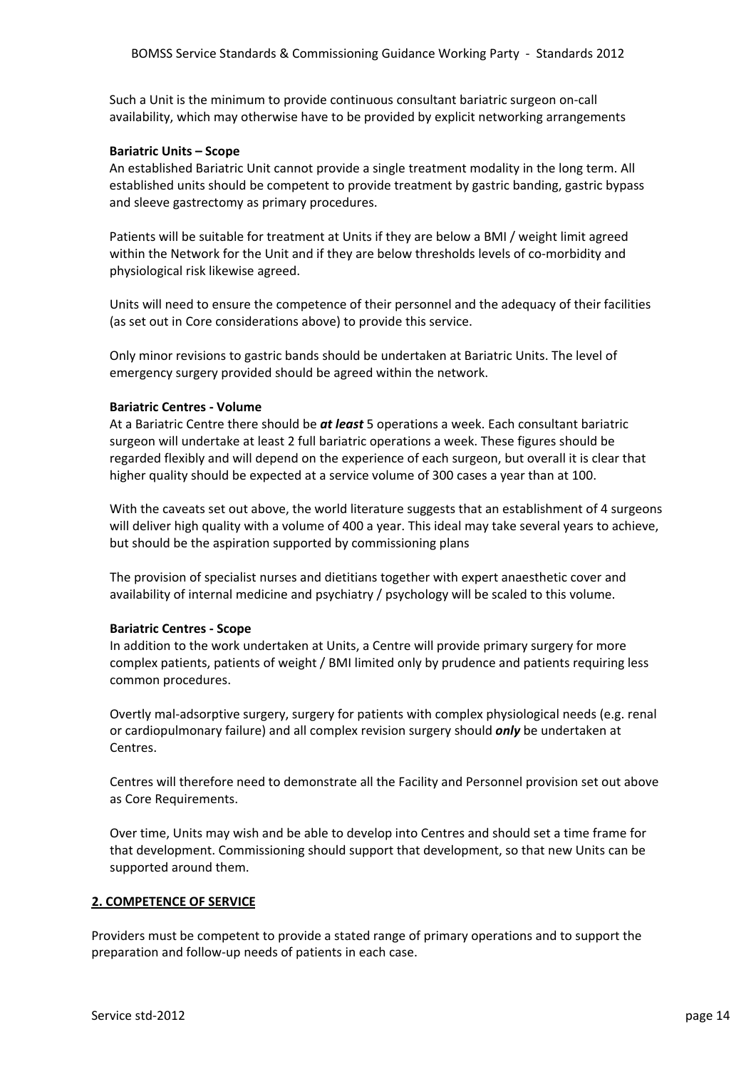Such a Unit is the minimum to provide continuous consultant bariatric surgeon on-call availability, which may otherwise have to be provided by explicit networking arrangements

**Bariatric Units – Scope**

An established Bariatric Unit cannot provide a single treatment modality in the long term. All established units should be competent to provide treatment by gastric banding, gastric bypass and sleeve gastrectomy as primary procedures.

Patients will be suitable for treatment at Units if they are below a BMI / weight limit agreed within the Network for the Unit and if they are below thresholds levels of co-morbidity and physiological risk likewise agreed.

Units will need to ensure the competence of their personnel and the adequacy of their facilities (as set out in Core considerations above) to provide this service.

Only minor revisions to gastric bands should be undertaken at Bariatric Units. The level of emergency surgery provided should be agreed within the network.

**Bariatric Centres - Volume**

At a Bariatric Centre there should be ***at least*** 5 operations a week. Each consultant bariatric surgeon will undertake at least 2 full bariatric operations a week. These figures should be regarded flexibly and will depend on the experience of each surgeon, but overall it is clear that higher quality should be expected at a service volume of 300 cases a year than at 100.

With the caveats set out above, the world literature suggests that an establishment of 4 surgeons will deliver high quality with a volume of 400 a year. This ideal may take several years to achieve, but should be the aspiration supported by commissioning plans

The provision of specialist nurses and dietitians together with expert anaesthetic cover and availability of internal medicine and psychiatry / psychology will be scaled to this volume.

**Bariatric Centres - Scope**

In addition to the work undertaken at Units, a Centre will provide primary surgery for more complex patients, patients of weight / BMI limited only by prudence and patients requiring less common procedures.

Overtly mal-adsorptive surgery, surgery for patients with complex physiological needs (e.g. renal or cardiopulmonary failure) and all complex revision surgery should ***only*** be undertaken at Centres.

Centres will therefore need to demonstrate all the Facility and Personnel provision set out above as Core Requirements.

Over time, Units may wish and be able to develop into Centres and should set a time frame for that development. Commissioning should support that development, so that new Units can be supported around them.

## 2. COMPETENCE OF SERVICE

Providers must be competent to provide a stated range of primary operations and to support the preparation and follow-up needs of patients in each case.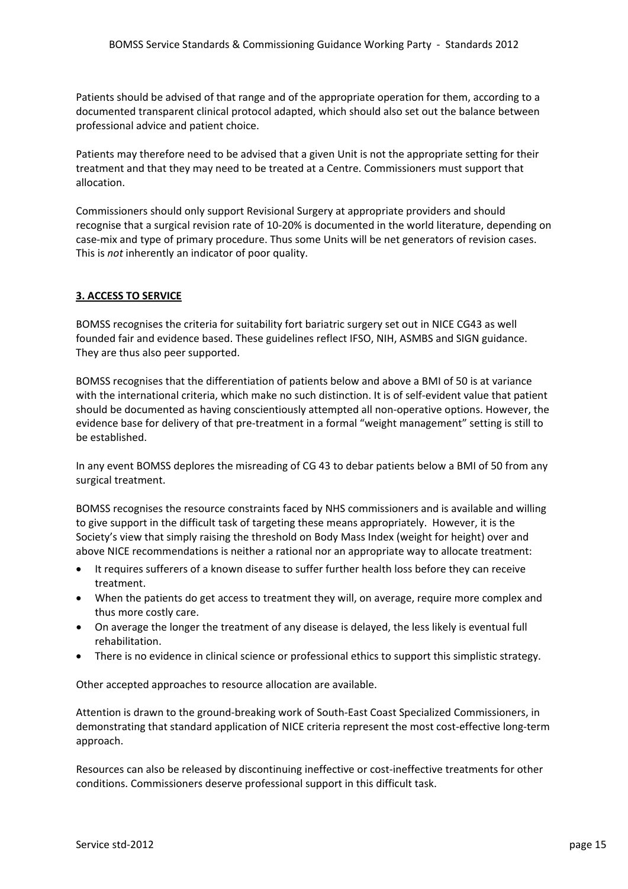Patients should be advised of that range and of the appropriate operation for them, according to a documented transparent clinical protocol adapted, which should also set out the balance between professional advice and patient choice.

Patients may therefore need to be advised that a given Unit is not the appropriate setting for their treatment and that they may need to be treated at a Centre. Commissioners must support that allocation.

Commissioners should only support Revisional Surgery at appropriate providers and should recognise that a surgical revision rate of 10-20% is documented in the world literature, depending on case-mix and type of primary procedure. Thus some Units will be net generators of revision cases. This is *not* inherently an indicator of poor quality.

## 3. ACCESS TO SERVICE

BOMSS recognises the criteria for suitability fort bariatric surgery set out in NICE CG43 as well founded fair and evidence based. These guidelines reflect IFSO, NIH, ASMBS and SIGN guidance. They are thus also peer supported.

BOMSS recognises that the differentiation of patients below and above a BMI of 50 is at variance with the international criteria, which make no such distinction. It is of self-evident value that patient should be documented as having conscientiously attempted all non-operative options. However, the evidence base for delivery of that pre-treatment in a formal "weight management" setting is still to be established.

In any event BOMSS deplores the misreading of CG 43 to debar patients below a BMI of 50 from any surgical treatment.

BOMSS recognises the resource constraints faced by NHS commissioners and is available and willing to give support in the difficult task of targeting these means appropriately. However, it is the Society's view that simply raising the threshold on Body Mass Index (weight for height) over and above NICE recommendations is neither a rational nor an appropriate way to allocate treatment:

- It requires sufferers of a known disease to suffer further health loss before they can receive treatment.
- When the patients do get access to treatment they will, on average, require more complex and thus more costly care.
- On average the longer the treatment of any disease is delayed, the less likely is eventual full rehabilitation.
- There is no evidence in clinical science or professional ethics to support this simplistic strategy.

Other accepted approaches to resource allocation are available.

Attention is drawn to the ground-breaking work of South-East Coast Specialized Commissioners, in demonstrating that standard application of NICE criteria represent the most cost-effective long-term approach.

Resources can also be released by discontinuing ineffective or cost-ineffective treatments for other conditions. Commissioners deserve professional support in this difficult task.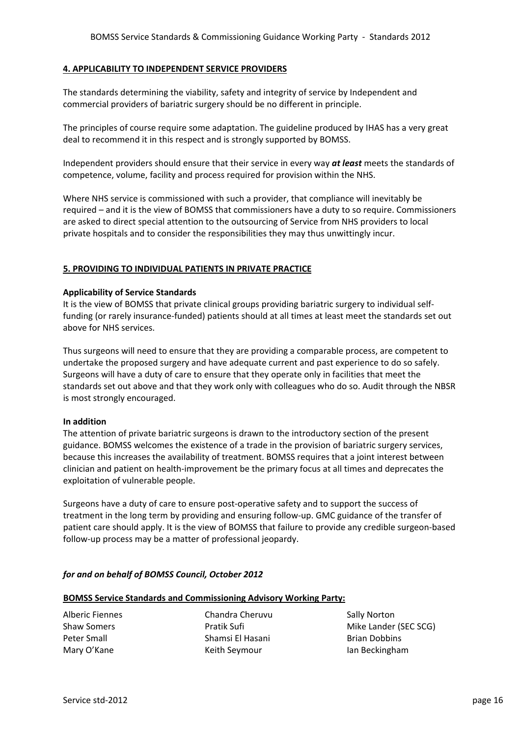## 4. APPLICABILITY TO INDEPENDENT SERVICE PROVIDERS

The standards determining the viability, safety and integrity of service by Independent and commercial providers of bariatric surgery should be no different in principle.

The principles of course require some adaptation. The guideline produced by IHAS has a very great deal to recommend it in this respect and is strongly supported by BOMSS.

Independent providers should ensure that their service in every way ***at least*** meets the standards of competence, volume, facility and process required for provision within the NHS.

Where NHS service is commissioned with such a provider, that compliance will inevitably be required – and it is the view of BOMSS that commissioners have a duty to so require. Commissioners are asked to direct special attention to the outsourcing of Service from NHS providers to local private hospitals and to consider the responsibilities they may thus unwittingly incur.

## 5. PROVIDING TO INDIVIDUAL PATIENTS IN PRIVATE PRACTICE

**Applicability of Service Standards**

It is the view of BOMSS that private clinical groups providing bariatric surgery to individual self-funding (or rarely insurance-funded) patients should at all times at least meet the standards set out above for NHS services.

Thus surgeons will need to ensure that they are providing a comparable process, are competent to undertake the proposed surgery and have adequate current and past experience to do so safely. Surgeons will have a duty of care to ensure that they operate only in facilities that meet the standards set out above and that they work only with colleagues who do so. Audit through the NBSR is most strongly encouraged.

**In addition**

The attention of private bariatric surgeons is drawn to the introductory section of the present guidance. BOMSS welcomes the existence of a trade in the provision of bariatric surgery services, because this increases the availability of treatment. BOMSS requires that a joint interest between clinician and patient on health-improvement be the primary focus at all times and deprecates the exploitation of vulnerable people.

Surgeons have a duty of care to ensure post-operative safety and to support the success of treatment in the long term by providing and ensuring follow-up. GMC guidance of the transfer of patient care should apply. It is the view of BOMSS that failure to provide any credible surgeon-based follow-up process may be a matter of professional jeopardy.

***for and on behalf of BOMSS Council, October 2012***

**BOMSS Service Standards and Commissioning Advisory Working Party:**

| | | |
|---|---|---|
| Alberic Fiennes | Chandra Cheruvu | Sally Norton |
| Shaw Somers | Pratik Sufi | Mike Lander (SEC SCG) |
| Peter Small | Shamsi El Hasani | Brian Dobbins |
| Mary O'Kane | Keith Seymour | Ian Beckingham |